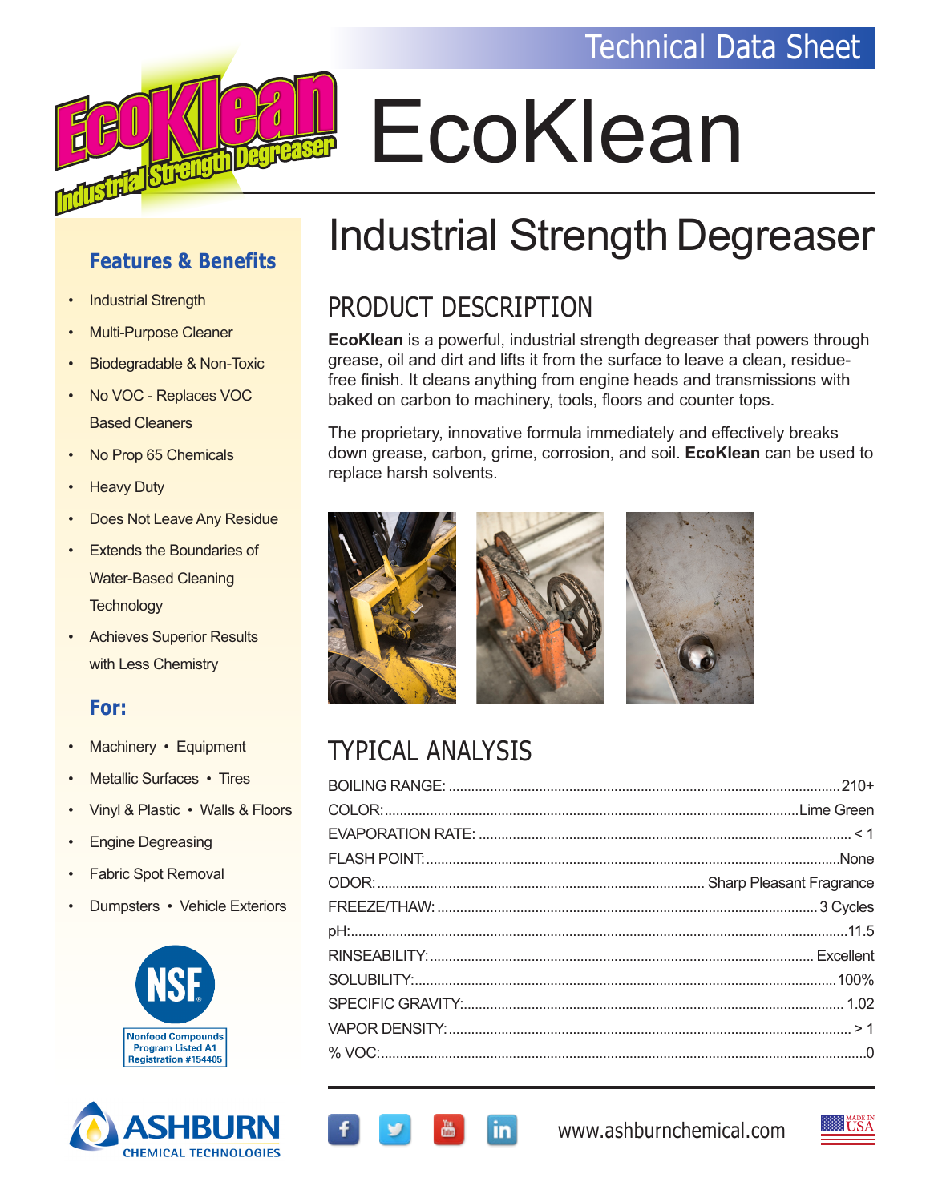Technical Data Sheet

# EcoKlean

## Industrial Strength Degreaser

### Features & Benefits

- Industrial Strength
- Multi-Purpose Cleaner
- Biodegradable & Non-Toxic
- No VOC - Replaces VOC Based Cleaners
- No Prop 65 Chemicals
- Heavy Duty
- Does Not Leave Any Residue
- Extends the Boundaries of Water-Based Cleaning Technology
- Achieves Superior Results with Less Chemistry

### For:

- Machinery • Equipment
- Metallic Surfaces • Tires
- Vinyl & Plastic • Walls & Floors
- Engine Degreasing
- Fabric Spot Removal
- Dumpsters • Vehicle Exteriors

NSF Nonfood Compounds Program Listed A1 Registration #154405

### PRODUCT DESCRIPTION

**EcoKlean** is a powerful, industrial strength degreaser that powers through grease, oil and dirt and lifts it from the surface to leave a clean, residue-free finish. It cleans anything from engine heads and transmissions with baked on carbon to machinery, tools, floors and counter tops.

The proprietary, innovative formula immediately and effectively breaks down grease, carbon, grime, corrosion, and soil. **EcoKlean** can be used to replace harsh solvents.

### TYPICAL ANALYSIS

| Property | Value |
|---|---|
| BOILING RANGE: | 210+ |
| COLOR: | Lime Green |
| EVAPORATION RATE: | < 1 |
| FLASH POINT: | None |
| ODOR: | Sharp Pleasant Fragrance |
| FREEZE/THAW: | 3 Cycles |
| pH: | 11.5 |
| RINSEABILITY: | Excellent |
| SOLUBILITY: | 100% |
| SPECIFIC GRAVITY: | 1.02 |
| VAPOR DENSITY: | > 1 |
| % VOC: | 0 |

ASHBURN CHEMICAL TECHNOLOGIES

www.ashburnchemical.com

MADE IN USA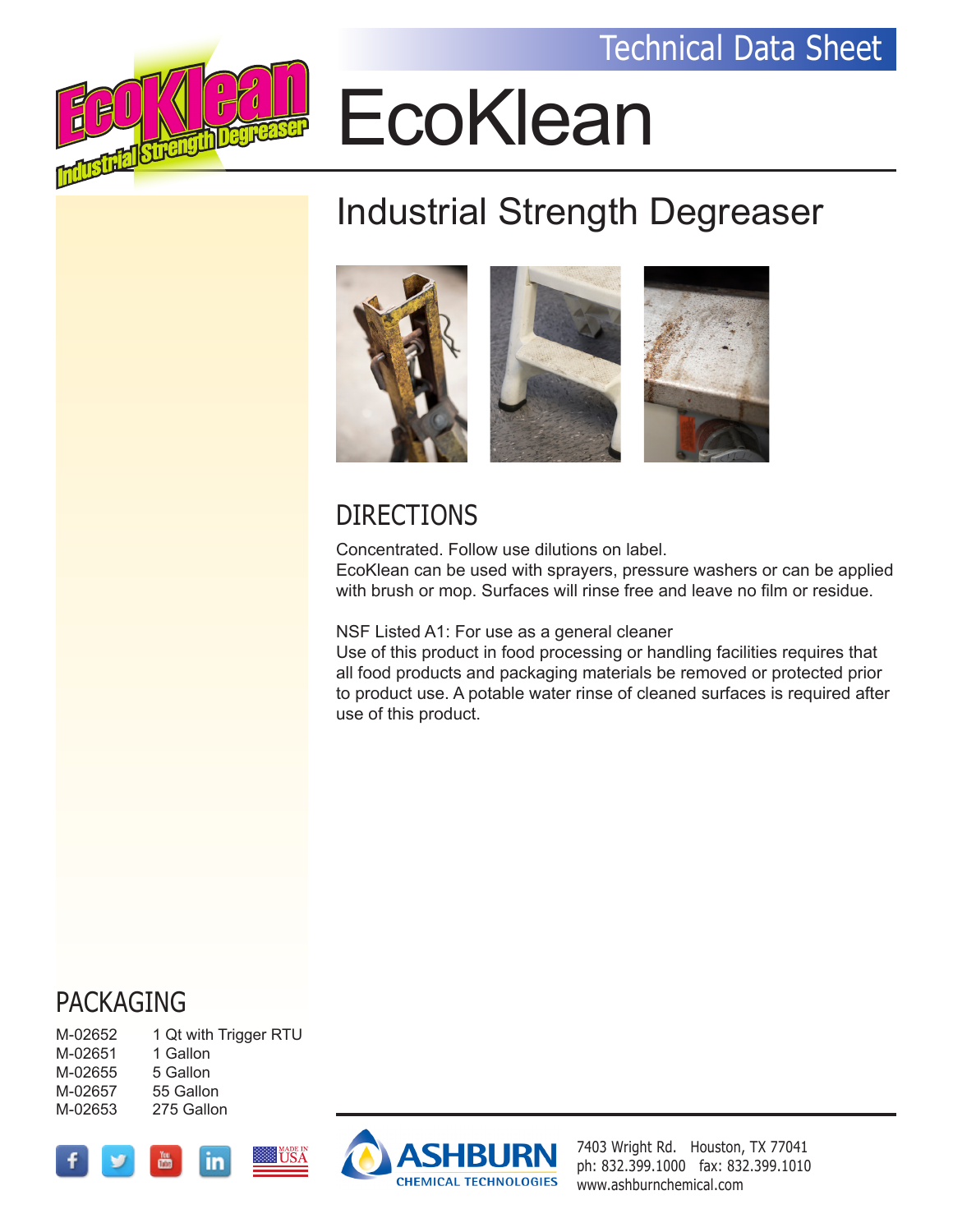Technical Data Sheet

# EcoKlean

## Industrial Strength Degreaser

## DIRECTIONS

Concentrated. Follow use dilutions on label.
EcoKlean can be used with sprayers, pressure washers or can be applied with brush or mop. Surfaces will rinse free and leave no film or residue.

NSF Listed A1: For use as a general cleaner
Use of this product in food processing or handling facilities requires that all food products and packaging materials be removed or protected prior to product use. A potable water rinse of cleaned surfaces is required after use of this product.

## PACKAGING

| | |
|---|---|
| M-02652 | 1 Qt with Trigger RTU |
| M-02651 | 1 Gallon |
| M-02655 | 5 Gallon |
| M-02657 | 55 Gallon |
| M-02653 | 275 Gallon |

ASHBURN CHEMICAL TECHNOLOGIES

7403 Wright Rd. Houston, TX 77041
ph: 832.399.1000 fax: 832.399.1010
www.ashburnchemical.com